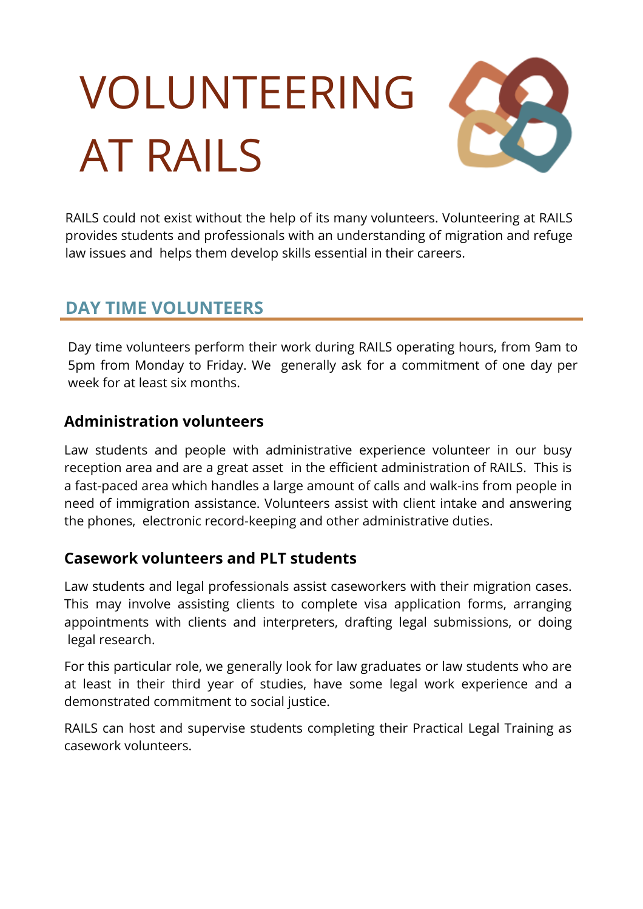# VOLUNTEERING AT RAILS

RAILS could not exist without the help of its many volunteers. Volunteering at RAILS provides students and professionals with an understanding of migration and refuge law issues and helps them develop skills essential in their careers.

## DAY TIME VOLUNTEERS

Day time volunteers perform their work during RAILS operating hours, from 9am to 5pm from Monday to Friday. We generally ask for a commitment of one day per week for at least six months.

### Administration volunteers

Law students and people with administrative experience volunteer in our busy reception area and are a great asset in the efficient administration of RAILS. This is a fast-paced area which handles a large amount of calls and walk-ins from people in need of immigration assistance. Volunteers assist with client intake and answering the phones, electronic record-keeping and other administrative duties.

### Casework volunteers and PLT students

Law students and legal professionals assist caseworkers with their migration cases. This may involve assisting clients to complete visa application forms, arranging appointments with clients and interpreters, drafting legal submissions, or doing legal research.

For this particular role, we generally look for law graduates or law students who are at least in their third year of studies, have some legal work experience and a demonstrated commitment to social justice.

RAILS can host and supervise students completing their Practical Legal Training as casework volunteers.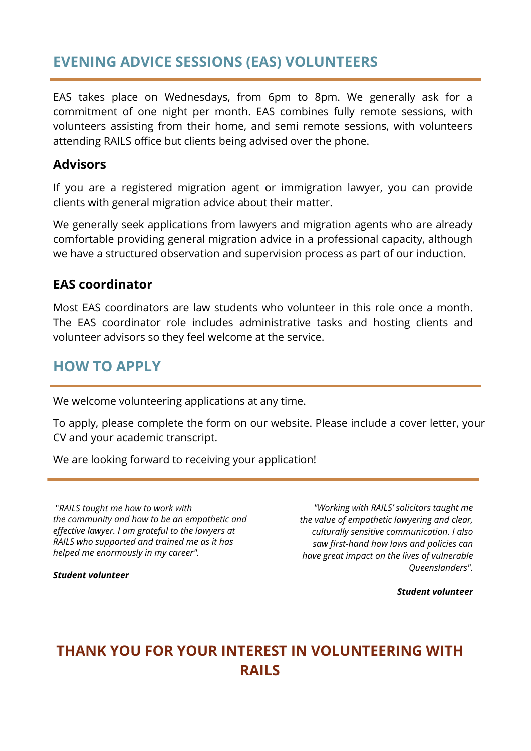## EVENING ADVICE SESSIONS (EAS) VOLUNTEERS

EAS takes place on Wednesdays, from 6pm to 8pm. We generally ask for a commitment of one night per month. EAS combines fully remote sessions, with volunteers assisting from their home, and semi remote sessions, with volunteers attending RAILS office but clients being advised over the phone.

### Advisors

If you are a registered migration agent or immigration lawyer, you can provide clients with general migration advice about their matter.

We generally seek applications from lawyers and migration agents who are already comfortable providing general migration advice in a professional capacity, although we have a structured observation and supervision process as part of our induction.

### EAS coordinator

Most EAS coordinators are law students who volunteer in this role once a month. The EAS coordinator role includes administrative tasks and hosting clients and volunteer advisors so they feel welcome at the service.

## HOW TO APPLY

We welcome volunteering applications at any time.

To apply, please complete the form on our website. Please include a cover letter, your CV and your academic transcript.

We are looking forward to receiving your application!

---

*"RAILS taught me how to work with the community and how to be an empathetic and effective lawyer. I am grateful to the lawyers at RAILS who supported and trained me as it has helped me enormously in my career".*

***Student volunteer***

*"Working with RAILS' solicitors taught me the value of empathetic lawyering and clear, culturally sensitive communication. I also saw first-hand how laws and policies can have great impact on the lives of vulnerable Queenslanders".*

***Student volunteer***

## THANK YOU FOR YOUR INTEREST IN VOLUNTEERING WITH RAILS